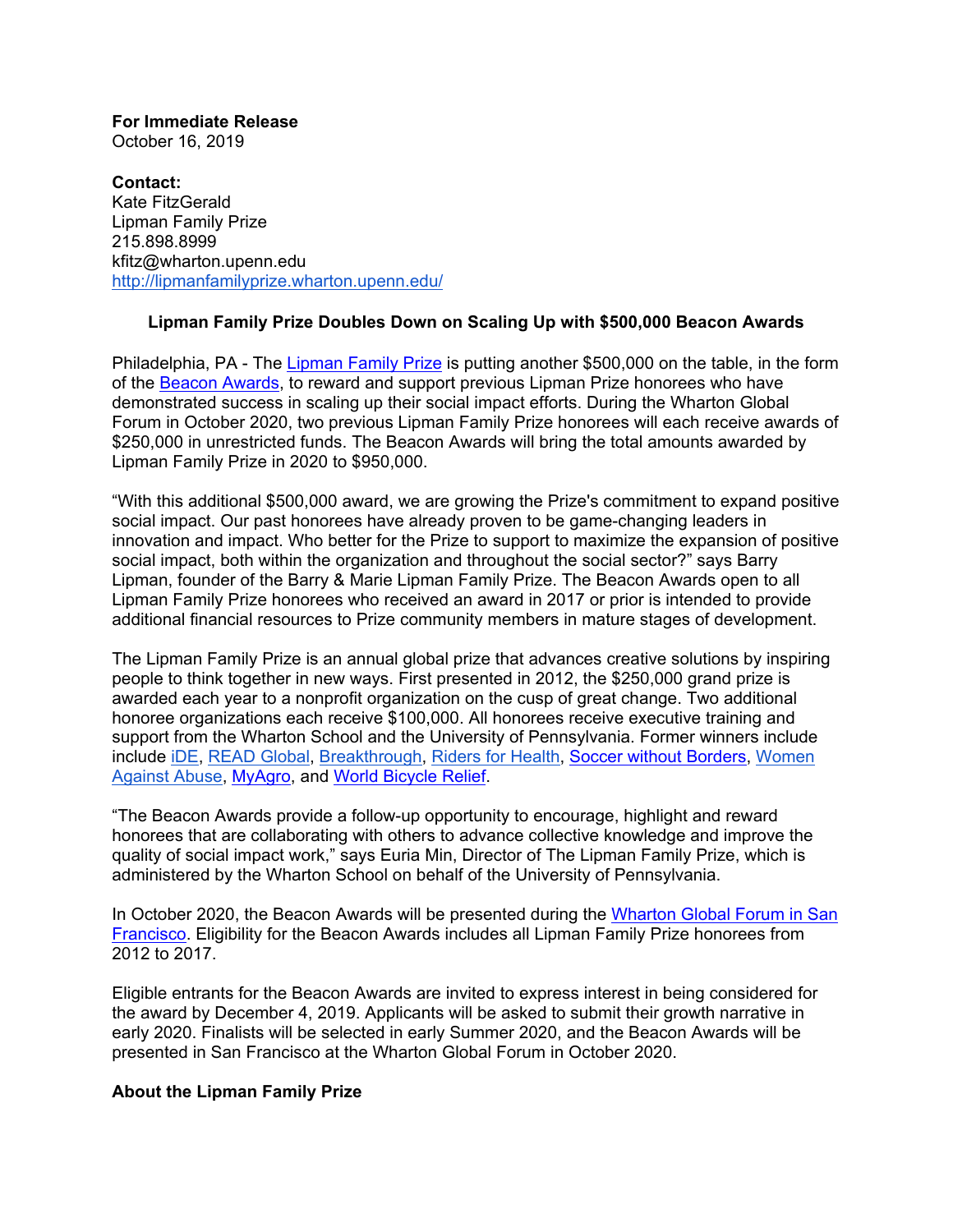**For Immediate Release**
October 16, 2019

**Contact:**
Kate FitzGerald
Lipman Family Prize
215.898.8999
kfitz@wharton.upenn.edu
http://lipmanfamilyprize.wharton.upenn.edu/

**Lipman Family Prize Doubles Down on Scaling Up with $500,000 Beacon Awards**

Philadelphia, PA - The Lipman Family Prize is putting another $500,000 on the table, in the form of the Beacon Awards, to reward and support previous Lipman Prize honorees who have demonstrated success in scaling up their social impact efforts. During the Wharton Global Forum in October 2020, two previous Lipman Family Prize honorees will each receive awards of $250,000 in unrestricted funds. The Beacon Awards will bring the total amounts awarded by Lipman Family Prize in 2020 to $950,000.

“With this additional $500,000 award, we are growing the Prize's commitment to expand positive social impact. Our past honorees have already proven to be game-changing leaders in innovation and impact. Who better for the Prize to support to maximize the expansion of positive social impact, both within the organization and throughout the social sector?” says Barry Lipman, founder of the Barry & Marie Lipman Family Prize. The Beacon Awards open to all Lipman Family Prize honorees who received an award in 2017 or prior is intended to provide additional financial resources to Prize community members in mature stages of development.

The Lipman Family Prize is an annual global prize that advances creative solutions by inspiring people to think together in new ways. First presented in 2012, the $250,000 grand prize is awarded each year to a nonprofit organization on the cusp of great change. Two additional honoree organizations each receive $100,000. All honorees receive executive training and support from the Wharton School and the University of Pennsylvania. Former winners include include iDE, READ Global, Breakthrough, Riders for Health, Soccer without Borders, Women Against Abuse, MyAgro, and World Bicycle Relief.

“The Beacon Awards provide a follow-up opportunity to encourage, highlight and reward honorees that are collaborating with others to advance collective knowledge and improve the quality of social impact work,” says Euria Min, Director of The Lipman Family Prize, which is administered by the Wharton School on behalf of the University of Pennsylvania.

In October 2020, the Beacon Awards will be presented during the Wharton Global Forum in San Francisco. Eligibility for the Beacon Awards includes all Lipman Family Prize honorees from 2012 to 2017.

Eligible entrants for the Beacon Awards are invited to express interest in being considered for the award by December 4, 2019. Applicants will be asked to submit their growth narrative in early 2020. Finalists will be selected in early Summer 2020, and the Beacon Awards will be presented in San Francisco at the Wharton Global Forum in October 2020.

**About the Lipman Family Prize**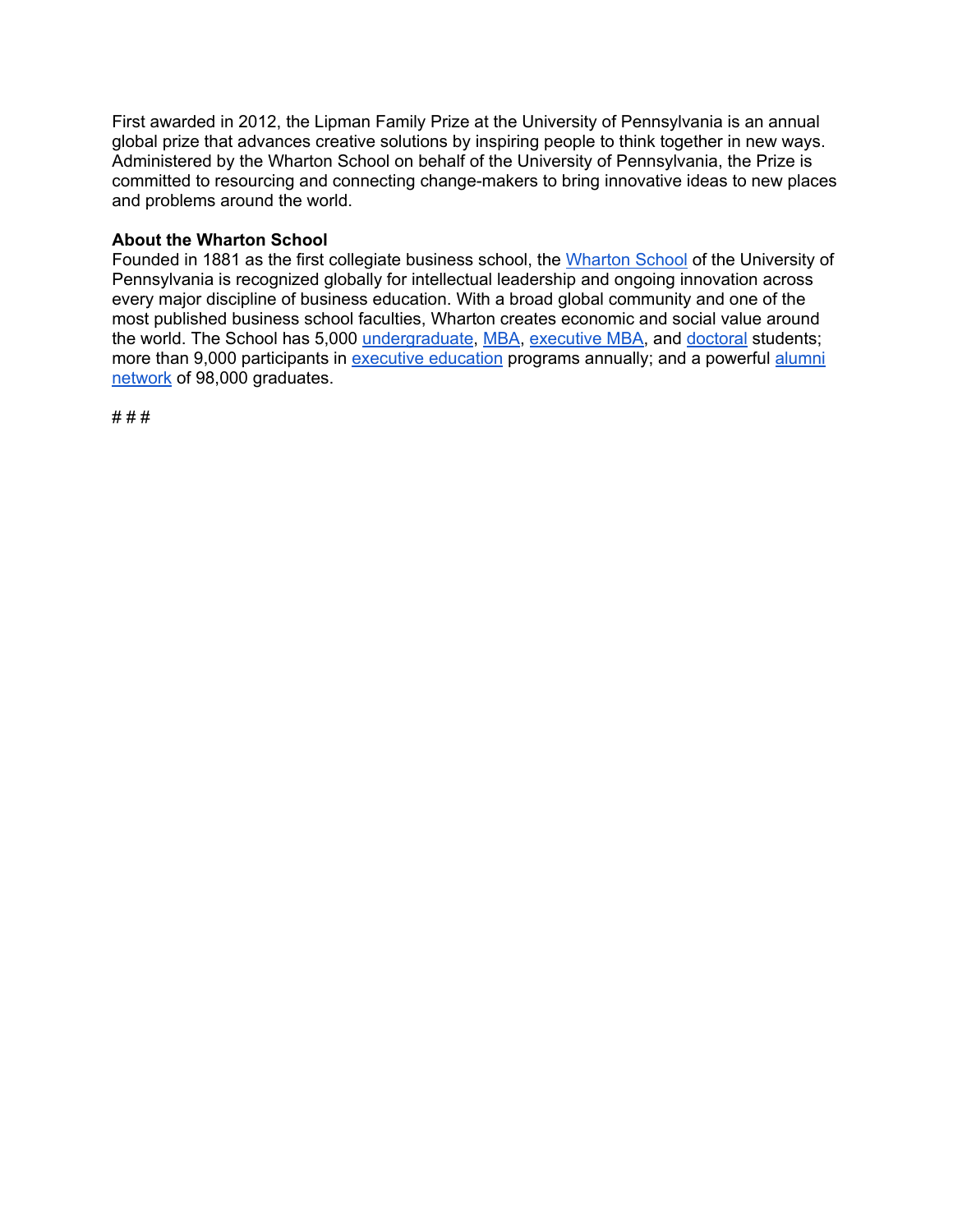First awarded in 2012, the Lipman Family Prize at the University of Pennsylvania is an annual global prize that advances creative solutions by inspiring people to think together in new ways. Administered by the Wharton School on behalf of the University of Pennsylvania, the Prize is committed to resourcing and connecting change-makers to bring innovative ideas to new places and problems around the world.

**About the Wharton School**
Founded in 1881 as the first collegiate business school, the Wharton School of the University of Pennsylvania is recognized globally for intellectual leadership and ongoing innovation across every major discipline of business education. With a broad global community and one of the most published business school faculties, Wharton creates economic and social value around the world. The School has 5,000 undergraduate, MBA, executive MBA, and doctoral students; more than 9,000 participants in executive education programs annually; and a powerful alumni network of 98,000 graduates.

# # #